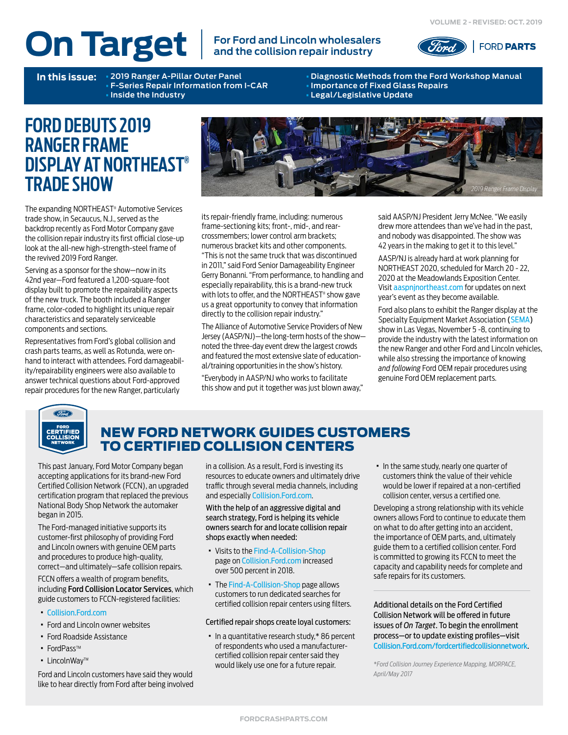VOLUME 2 - REVISED: OCT. 2019

# On Target

For Ford and Lincoln wholesalers and the collision repair industry

FORD PARTS

**In this issue:**
- 2019 Ranger A-Pillar Outer Panel
- F-Series Repair Information from I-CAR
- Inside the Industry
- Diagnostic Methods from the Ford Workshop Manual
- Importance of Fixed Glass Repairs
- Legal/Legislative Update

## FORD DEBUTS 2019 RANGER FRAME DISPLAY AT NORTHEAST® TRADE SHOW

2019 Ranger Frame Display

The expanding NORTHEAST® Automotive Services trade show, in Secaucus, N.J., served as the backdrop recently as Ford Motor Company gave the collision repair industry its first official close-up look at the all-new high-strength-steel frame of the revived 2019 Ford Ranger.

Serving as a sponsor for the show—now in its 42nd year—Ford featured a 1,200-square-foot display built to promote the repairability aspects of the new truck. The booth included a Ranger frame, color-coded to highlight its unique repair characteristics and separately serviceable components and sections.

Representatives from Ford's global collision and crash parts teams, as well as Rotunda, were on-hand to interact with attendees. Ford damageability/repairability engineers were also available to answer technical questions about Ford-approved repair procedures for the new Ranger, particularly its repair-friendly frame, including: numerous frame-sectioning kits; front-, mid-, and rear-crossmembers; lower control arm brackets; numerous bracket kits and other components.

"This is not the same truck that was discontinued in 2011," said Ford Senior Damageability Engineer Gerry Bonanni. "From performance, to handling and especially repairability, this is a brand-new truck with lots to offer, and the NORTHEAST® show gave us a great opportunity to convey that information directly to the collision repair industry."

The Alliance of Automotive Service Providers of New Jersey (AASP/NJ)—the long-term hosts of the show—noted the three-day event drew the largest crowds and featured the most extensive slate of educational/training opportunities in the show's history.

"Everybody in AASP/NJ who works to facilitate this show and put it together was just blown away," said AASP/NJ President Jerry McNee. "We easily drew more attendees than we've had in the past, and nobody was disappointed. The show was 42 years in the making to get it to this level."

AASP/NJ is already hard at work planning for NORTHEAST 2020, scheduled for March 20 - 22, 2020 at the Meadowlands Exposition Center. Visit aaspnjnortheast.com for updates on next year's event as they become available.

Ford also plans to exhibit the Ranger display at the Specialty Equipment Market Association (SEMA) show in Las Vegas, November 5 -8, continuing to provide the industry with the latest information on the new Ranger and other Ford and Lincoln vehicles, while also stressing the importance of knowing *and following* Ford OEM repair procedures using genuine Ford OEM replacement parts.

## NEW FORD NETWORK GUIDES CUSTOMERS TO CERTIFIED COLLISION CENTERS

FORD CERTIFIED COLLISION NETWORK

This past January, Ford Motor Company began accepting applications for its brand-new Ford Certified Collision Network (FCCN), an upgraded certification program that replaced the previous National Body Shop Network the automaker began in 2015.

The Ford-managed initiative supports its customer-first philosophy of providing Ford and Lincoln owners with genuine OEM parts and procedures to produce high-quality, correct—and ultimately—safe collision repairs.

FCCN offers a wealth of program benefits, including **Ford Collision Locator Services**, which guide customers to FCCN-registered facilities:

- Collision.Ford.com
- Ford and Lincoln owner websites
- Ford Roadside Assistance
- FordPass™
- LincolnWay™

Ford and Lincoln customers have said they would like to hear directly from Ford after being involved in a collision. As a result, Ford is investing its resources to educate owners and ultimately drive traffic through several media channels, including and especially Collision.Ford.com.

With the help of an aggressive digital and search strategy, Ford is helping its vehicle owners search for and locate collision repair shops exactly when needed:

- Visits to the Find-A-Collision-Shop page on Collision.Ford.com increased over 500 percent in 2018.
- The Find-A-Collision-Shop page allows customers to run dedicated searches for certified collision repair centers using filters.

Certified repair shops create loyal customers:

- In a quantitative research study,* 86 percent of respondents who used a manufacturer-certified collision repair center said they would likely use one for a future repair.
- In the same study, nearly one quarter of customers think the value of their vehicle would be lower if repaired at a non-certified collision center, versus a certified one.

Developing a strong relationship with its vehicle owners allows Ford to continue to educate them on what to do after getting into an accident, the importance of OEM parts, and, ultimately guide them to a certified collision center. Ford is committed to growing its FCCN to meet the capacity and capability needs for complete and safe repairs for its customers.

Additional details on the Ford Certified Collision Network will be offered in future issues of *On Target*. To begin the enrollment process—or to update existing profiles—visit Collision.Ford.com/fordcertifiedcollisionnetwork.

*\*Ford Collision Journey Experience Mapping, MORPACE, April/May 2017*

FORDCRASHPARTS.COM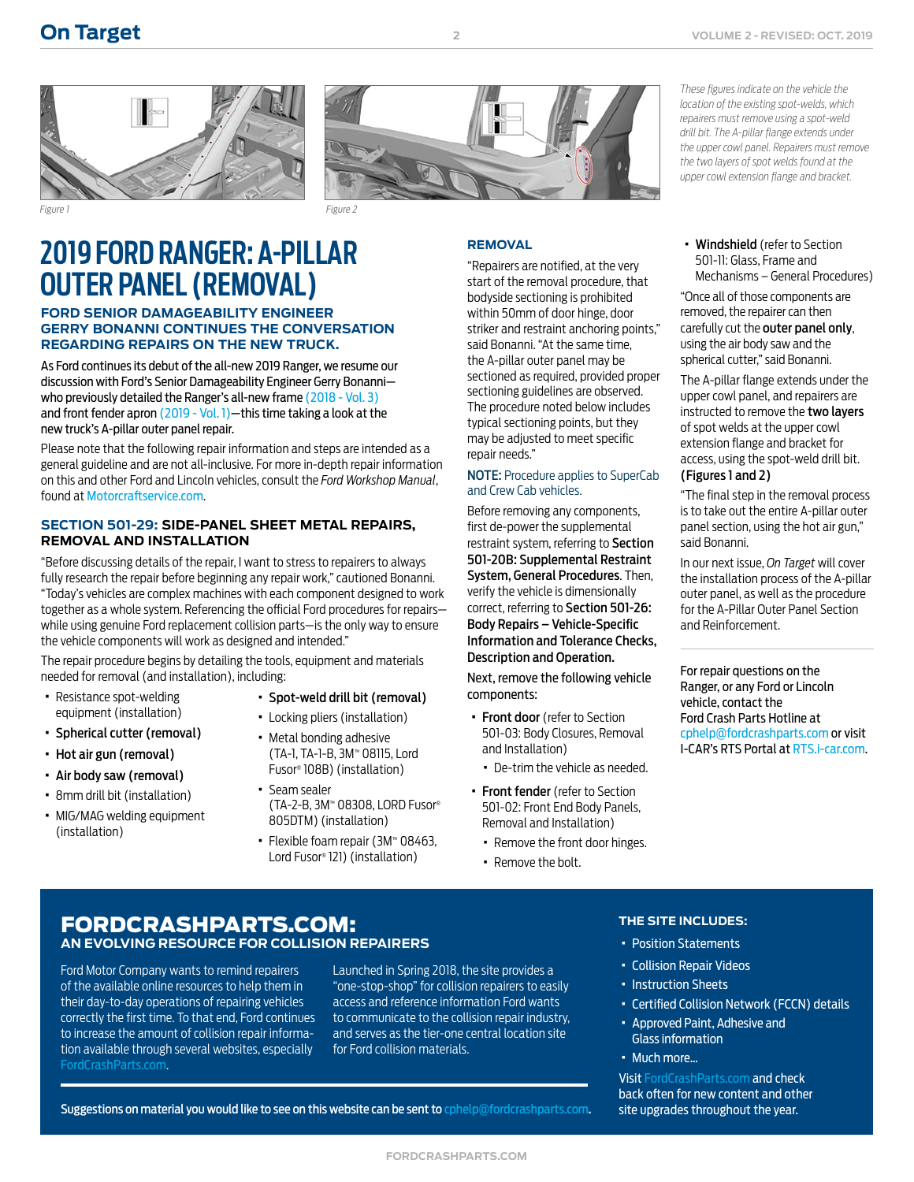Figure 1

Figure 2

*These figures indicate on the vehicle the location of the existing spot-welds, which repairers must remove using a spot-weld drill bit. The A-pillar flange extends under the upper cowl panel. Repairers must remove the two layers of spot welds found at the upper cowl extension flange and bracket.*

# 2019 FORD RANGER: A-PILLAR OUTER PANEL (REMOVAL)

### FORD SENIOR DAMAGEABILITY ENGINEER GERRY BONANNI CONTINUES THE CONVERSATION REGARDING REPAIRS ON THE NEW TRUCK.

As Ford continues its debut of the all-new 2019 Ranger, we resume our discussion with Ford's Senior Damageability Engineer Gerry Bonanni—who previously detailed the Ranger's all-new frame (2018 - Vol. 3) and front fender apron (2019 - Vol. 1)—this time taking a look at the new truck's A-pillar outer panel repair.

Please note that the following repair information and steps are intended as a general guideline and are not all-inclusive. For more in-depth repair information on this and other Ford and Lincoln vehicles, consult the *Ford Workshop Manual*, found at Motorcraftservice.com.

### SECTION 501-29: SIDE-PANEL SHEET METAL REPAIRS, REMOVAL AND INSTALLATION

"Before discussing details of the repair, I want to stress to repairers to always fully research the repair before beginning any repair work," cautioned Bonanni. "Today's vehicles are complex machines with each component designed to work together as a whole system. Referencing the official Ford procedures for repairs—while using genuine Ford replacement collision parts—is the only way to ensure the vehicle components will work as designed and intended."

The repair procedure begins by detailing the tools, equipment and materials needed for removal (and installation), including:

- Resistance spot-welding equipment (installation)
- **Spherical cutter (removal)**
- **Hot air gun (removal)**
- **Air body saw (removal)**
- 8mm drill bit (installation)
- MIG/MAG welding equipment (installation)
- **Spot-weld drill bit (removal)**
- Locking pliers (installation)
- Metal bonding adhesive (TA-1, TA-1-B, 3M™ 08115, Lord Fusor® 108B) (installation)
- Seam sealer (TA-2-B, 3M™ 08308, LORD Fusor® 805DTM) (installation)
- Flexible foam repair (3M™ 08463, Lord Fusor® 121) (installation)

### REMOVAL

"Repairers are notified, at the very start of the removal procedure, that bodyside sectioning is prohibited within 50mm of door hinge, door striker and restraint anchoring points," said Bonanni. "At the same time, the A-pillar outer panel may be sectioned as required, provided proper sectioning guidelines are observed. The procedure noted below includes typical sectioning points, but they may be adjusted to meet specific repair needs."

**NOTE:** Procedure applies to SuperCab and Crew Cab vehicles.

Before removing any components, first de-power the supplemental restraint system, referring to **Section 501-20B: Supplemental Restraint System, General Procedures**. Then, verify the vehicle is dimensionally correct, referring to **Section 501-26: Body Repairs – Vehicle-Specific Information and Tolerance Checks, Description and Operation.**

Next, remove the following vehicle components:

- **Front door** (refer to Section 501-03: Body Closures, Removal and Installation)
  - De-trim the vehicle as needed.
- **Front fender** (refer to Section 501-02: Front End Body Panels, Removal and Installation)
  - Remove the front door hinges.
  - Remove the bolt.
- **Windshield** (refer to Section 501-11: Glass, Frame and Mechanisms – General Procedures)

"Once all of those components are removed, the repairer can then carefully cut the **outer panel only**, using the air body saw and the spherical cutter," said Bonanni.

The A-pillar flange extends under the upper cowl panel, and repairers are instructed to remove the **two layers** of spot welds at the upper cowl extension flange and bracket for access, using the spot-weld drill bit. **(Figures 1 and 2)**

"The final step in the removal process is to take out the entire A-pillar outer panel section, using the hot air gun," said Bonanni.

In our next issue, *On Target* will cover the installation process of the A-pillar outer panel, as well as the procedure for the A-Pillar Outer Panel Section and Reinforcement.

For repair questions on the Ranger, or any Ford or Lincoln vehicle, contact the Ford Crash Parts Hotline at cphelp@fordcrashparts.com or visit I-CAR's RTS Portal at RTS.i-car.com.

## FORDCRASHPARTS.COM: AN EVOLVING RESOURCE FOR COLLISION REPAIRERS

Ford Motor Company wants to remind repairers of the available online resources to help them in their day-to-day operations of repairing vehicles correctly the first time. To that end, Ford continues to increase the amount of collision repair information available through several websites, especially FordCrashParts.com.

Launched in Spring 2018, the site provides a "one-stop-shop" for collision repairers to easily access and reference information Ford wants to communicate to the collision repair industry, and serves as the tier-one central location site for Ford collision materials.

**Suggestions on material you would like to see on this website can be sent to cphelp@fordcrashparts.com.**

### THE SITE INCLUDES:

- Position Statements
- Collision Repair Videos
- Instruction Sheets
- Certified Collision Network (FCCN) details
- Approved Paint, Adhesive and Glass information
- Much more...

Visit FordCrashParts.com and check back often for new content and other site upgrades throughout the year.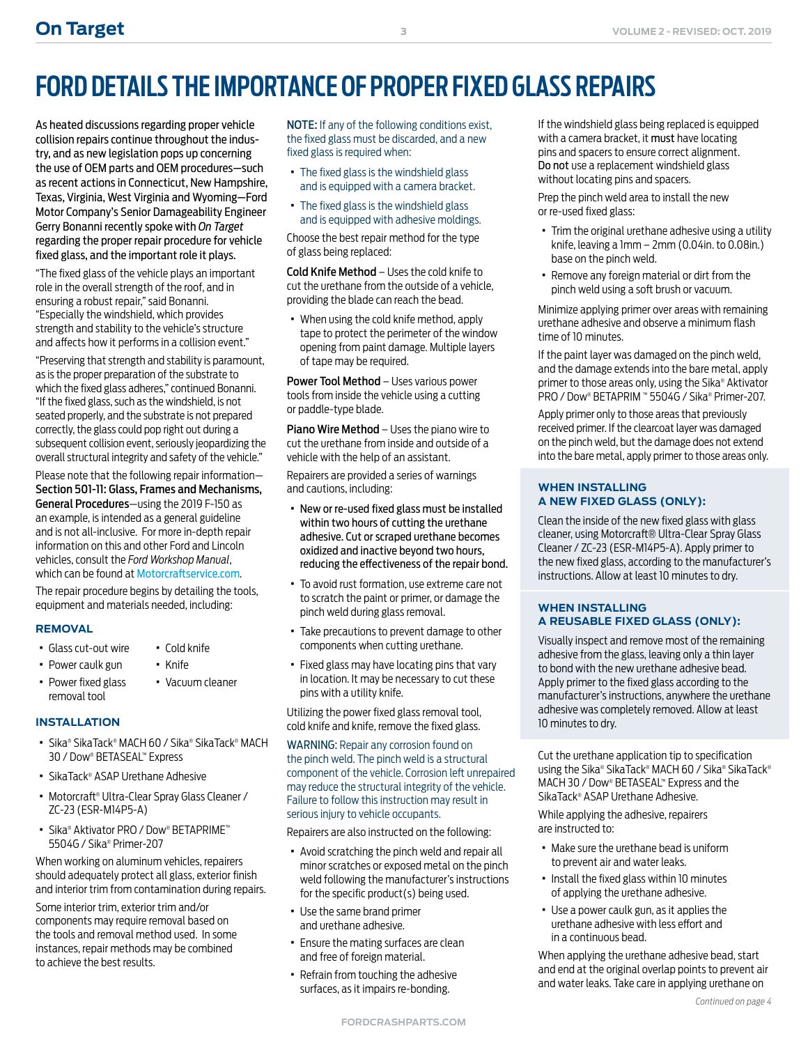# FORD DETAILS THE IMPORTANCE OF PROPER FIXED GLASS REPAIRS

As heated discussions regarding proper vehicle collision repairs continue throughout the industry, and as new legislation pops up concerning the use of OEM parts and OEM procedures—such as recent actions in Connecticut, New Hampshire, Texas, Virginia, West Virginia and Wyoming—Ford Motor Company's Senior Damageability Engineer Gerry Bonanni recently spoke with *On Target* regarding the proper repair procedure for vehicle fixed glass, and the important role it plays.

"The fixed glass of the vehicle plays an important role in the overall strength of the roof, and in ensuring a robust repair," said Bonanni. "Especially the windshield, which provides strength and stability to the vehicle's structure and affects how it performs in a collision event."

"Preserving that strength and stability is paramount, as is the proper preparation of the substrate to which the fixed glass adheres," continued Bonanni. "If the fixed glass, such as the windshield, is not seated properly, and the substrate is not prepared correctly, the glass could pop right out during a subsequent collision event, seriously jeopardizing the overall structural integrity and safety of the vehicle."

Please note that the following repair information—**Section 501-11: Glass, Frames and Mechanisms, General Procedures**—using the 2019 F-150 as an example, is intended as a general guideline and is not all-inclusive. For more in-depth repair information on this and other Ford and Lincoln vehicles, consult the *Ford Workshop Manual*, which can be found at Motorcraftservice.com.

The repair procedure begins by detailing the tools, equipment and materials needed, including:

### REMOVAL

- Glass cut-out wire
- Power caulk gun
- Power fixed glass removal tool
- Cold knife
- Knife
- Vacuum cleaner

### INSTALLATION

- Sika® SikaTack® MACH 60 / Sika® SikaTack® MACH 30 / Dow® BETASEAL™ Express
- SikaTack® ASAP Urethane Adhesive
- Motorcraft® Ultra-Clear Spray Glass Cleaner / ZC-23 (ESR-M14P5-A)
- Sika® Aktivator PRO / Dow® BETAPRIME™ 5504G / Sika® Primer-207

When working on aluminum vehicles, repairers should adequately protect all glass, exterior finish and interior trim from contamination during repairs.

Some interior trim, exterior trim and/or components may require removal based on the tools and removal method used. In some instances, repair methods may be combined to achieve the best results.

NOTE: If any of the following conditions exist, the fixed glass must be discarded, and a new fixed glass is required when:

- The fixed glass is the windshield glass and is equipped with a camera bracket.
- The fixed glass is the windshield glass and is equipped with adhesive moldings.

Choose the best repair method for the type of glass being replaced:

**Cold Knife Method** – Uses the cold knife to cut the urethane from the outside of a vehicle, providing the blade can reach the bead.

- When using the cold knife method, apply tape to protect the perimeter of the window opening from paint damage. Multiple layers of tape may be required.

**Power Tool Method** – Uses various power tools from inside the vehicle using a cutting or paddle-type blade.

**Piano Wire Method** – Uses the piano wire to cut the urethane from inside and outside of a vehicle with the help of an assistant.

Repairers are provided a series of warnings and cautions, including:

- **New or re-used fixed glass must be installed within two hours of cutting the urethane adhesive. Cut or scraped urethane becomes oxidized and inactive beyond two hours, reducing the effectiveness of the repair bond.**
- To avoid rust formation, use extreme care not to scratch the paint or primer, or damage the pinch weld during glass removal.
- Take precautions to prevent damage to other components when cutting urethane.
- Fixed glass may have locating pins that vary in location. It may be necessary to cut these pins with a utility knife.

Utilizing the power fixed glass removal tool, cold knife and knife, remove the fixed glass.

WARNING: Repair any corrosion found on the pinch weld. The pinch weld is a structural component of the vehicle. Corrosion left unrepaired may reduce the structural integrity of the vehicle. Failure to follow this instruction may result in serious injury to vehicle occupants.

Repairers are also instructed on the following:

- Avoid scratching the pinch weld and repair all minor scratches or exposed metal on the pinch weld following the manufacturer's instructions for the specific product(s) being used.
- Use the same brand primer and urethane adhesive.
- Ensure the mating surfaces are clean and free of foreign material.
- Refrain from touching the adhesive surfaces, as it impairs re-bonding.

If the windshield glass being replaced is equipped with a camera bracket, it **must** have locating pins and spacers to ensure correct alignment. **Do not** use a replacement windshield glass without locating pins and spacers.

Prep the pinch weld area to install the new or re-used fixed glass:

- Trim the original urethane adhesive using a utility knife, leaving a 1mm – 2mm (0.04in. to 0.08in.) base on the pinch weld.
- Remove any foreign material or dirt from the pinch weld using a soft brush or vacuum.

Minimize applying primer over areas with remaining urethane adhesive and observe a minimum flash time of 10 minutes.

If the paint layer was damaged on the pinch weld, and the damage extends into the bare metal, apply primer to those areas only, using the Sika® Aktivator PRO / Dow® BETAPRIM ™ 5504G / Sika® Primer-207.

Apply primer only to those areas that previously received primer. If the clearcoat layer was damaged on the pinch weld, but the damage does not extend into the bare metal, apply primer to those areas only.

### WHEN INSTALLING A NEW FIXED GLASS (ONLY):

Clean the inside of the new fixed glass with glass cleaner, using Motorcraft® Ultra-Clear Spray Glass Cleaner / ZC-23 (ESR-M14P5-A). Apply primer to the new fixed glass, according to the manufacturer's instructions. Allow at least 10 minutes to dry.

### WHEN INSTALLING A REUSABLE FIXED GLASS (ONLY):

Visually inspect and remove most of the remaining adhesive from the glass, leaving only a thin layer to bond with the new urethane adhesive bead. Apply primer to the fixed glass according to the manufacturer's instructions, anywhere the urethane adhesive was completely removed. Allow at least 10 minutes to dry.

Cut the urethane application tip to specification using the Sika® SikaTack® MACH 60 / Sika® SikaTack® MACH 30 / Dow® BETASEAL™ Express and the SikaTack® ASAP Urethane Adhesive.

While applying the adhesive, repairers are instructed to:

- Make sure the urethane bead is uniform to prevent air and water leaks.
- Install the fixed glass within 10 minutes of applying the urethane adhesive.
- Use a power caulk gun, as it applies the urethane adhesive with less effort and in a continuous bead.

When applying the urethane adhesive bead, start and end at the original overlap points to prevent air and water leaks. Take care in applying urethane on

*Continued on page 4*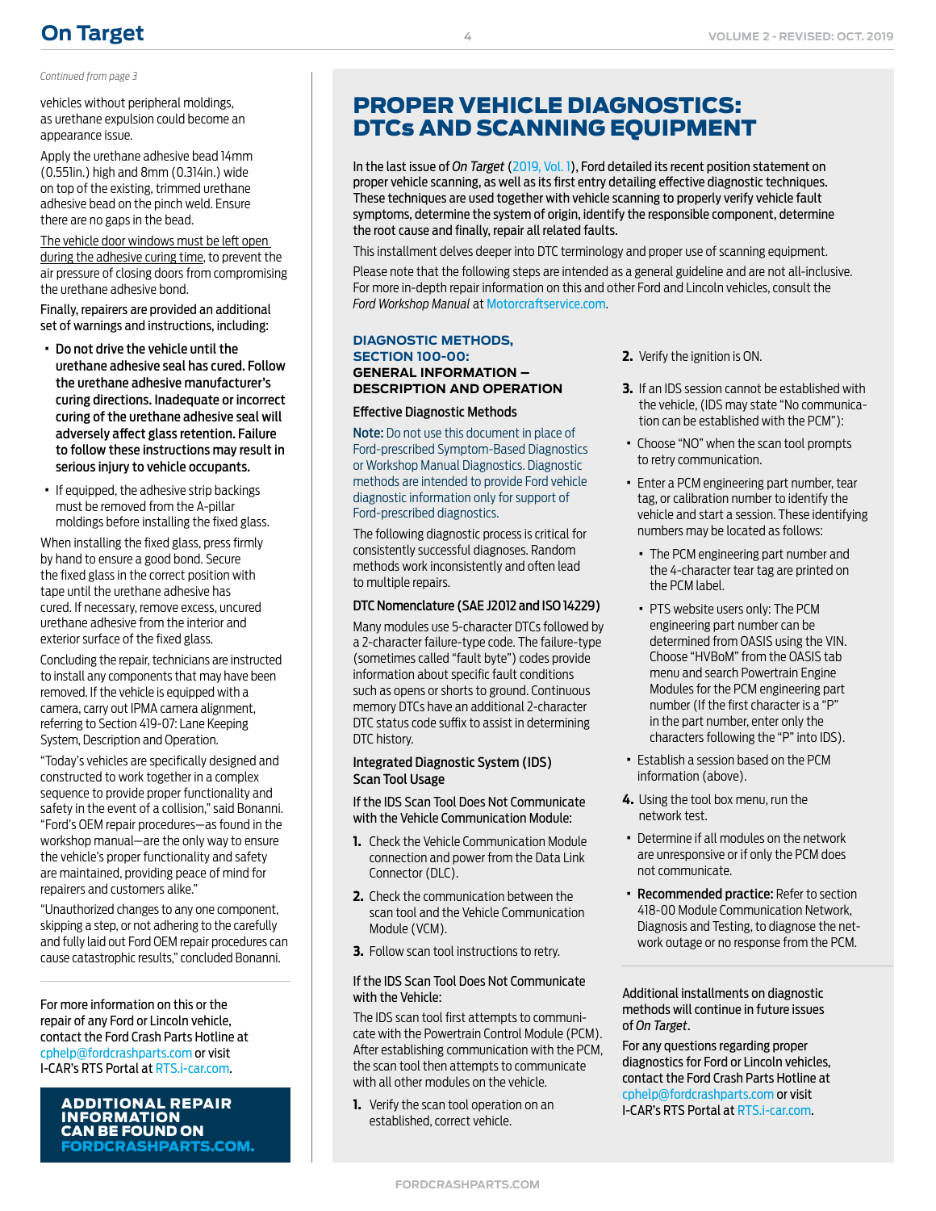*Continued from page 3*

vehicles without peripheral moldings, as urethane expulsion could become an appearance issue.

Apply the urethane adhesive bead 14mm (0.551in.) high and 8mm (0.314in.) wide on top of the existing, trimmed urethane adhesive bead on the pinch weld. Ensure there are no gaps in the bead.

The vehicle door windows must be left open during the adhesive curing time, to prevent the air pressure of closing doors from compromising the urethane adhesive bond.

Finally, repairers are provided an additional set of warnings and instructions, including:

- **Do not drive the vehicle until the urethane adhesive seal has cured. Follow the urethane adhesive manufacturer's curing directions. Inadequate or incorrect curing of the urethane adhesive seal will adversely affect glass retention. Failure to follow these instructions may result in serious injury to vehicle occupants.**
- If equipped, the adhesive strip backings must be removed from the A-pillar moldings before installing the fixed glass.

When installing the fixed glass, press firmly by hand to ensure a good bond. Secure the fixed glass in the correct position with tape until the urethane adhesive has cured. If necessary, remove excess, uncured urethane adhesive from the interior and exterior surface of the fixed glass.

Concluding the repair, technicians are instructed to install any components that may have been removed. If the vehicle is equipped with a camera, carry out IPMA camera alignment, referring to Section 419-07: Lane Keeping System, Description and Operation.

"Today's vehicles are specifically designed and constructed to work together in a complex sequence to provide proper functionality and safety in the event of a collision," said Bonanni. "Ford's OEM repair procedures—as found in the workshop manual—are the only way to ensure the vehicle's proper functionality and safety are maintained, providing peace of mind for repairers and customers alike."

"Unauthorized changes to any one component, skipping a step, or not adhering to the carefully and fully laid out Ford OEM repair procedures can cause catastrophic results," concluded Bonanni.

For more information on this or the repair of any Ford or Lincoln vehicle, contact the Ford Crash Parts Hotline at cphelp@fordcrashparts.com or visit I-CAR's RTS Portal at RTS.i-car.com.

**ADDITIONAL REPAIR INFORMATION CAN BE FOUND ON FORDCRASHPARTS.COM.**

# PROPER VEHICLE DIAGNOSTICS: DTCs AND SCANNING EQUIPMENT

In the last issue of *On Target* (2019, Vol. 1), Ford detailed its recent position statement on proper vehicle scanning, as well as its first entry detailing effective diagnostic techniques. These techniques are used together with vehicle scanning to properly verify vehicle fault symptoms, determine the system of origin, identify the responsible component, determine the root cause and finally, repair all related faults.

This installment delves deeper into DTC terminology and proper use of scanning equipment.

Please note that the following steps are intended as a general guideline and are not all-inclusive. For more in-depth repair information on this and other Ford and Lincoln vehicles, consult the *Ford Workshop Manual* at Motorcraftservice.com.

## DIAGNOSTIC METHODS, SECTION 100-00: GENERAL INFORMATION – DESCRIPTION AND OPERATION

### Effective Diagnostic Methods

**Note:** Do not use this document in place of Ford-prescribed Symptom-Based Diagnostics or Workshop Manual Diagnostics. Diagnostic methods are intended to provide Ford vehicle diagnostic information only for support of Ford-prescribed diagnostics.

The following diagnostic process is critical for consistently successful diagnoses. Random methods work inconsistently and often lead to multiple repairs.

### DTC Nomenclature (SAE J2012 and ISO 14229)

Many modules use 5-character DTCs followed by a 2-character failure-type code. The failure-type (sometimes called "fault byte") codes provide information about specific fault conditions such as opens or shorts to ground. Continuous memory DTCs have an additional 2-character DTC status code suffix to assist in determining DTC history.

### Integrated Diagnostic System (IDS) Scan Tool Usage

If the IDS Scan Tool Does Not Communicate with the Vehicle Communication Module:

1. Check the Vehicle Communication Module connection and power from the Data Link Connector (DLC).
2. Check the communication between the scan tool and the Vehicle Communication Module (VCM).
3. Follow scan tool instructions to retry.

If the IDS Scan Tool Does Not Communicate with the Vehicle:

The IDS scan tool first attempts to communicate with the Powertrain Control Module (PCM). After establishing communication with the PCM, the scan tool then attempts to communicate with all other modules on the vehicle.

1. Verify the scan tool operation on an established, correct vehicle.
2. Verify the ignition is ON.
3. If an IDS session cannot be established with the vehicle, (IDS may state "No communication can be established with the PCM"):
   - Choose "NO" when the scan tool prompts to retry communication.
   - Enter a PCM engineering part number, tear tag, or calibration number to identify the vehicle and start a session. These identifying numbers may be located as follows:
     - The PCM engineering part number and the 4-character tear tag are printed on the PCM label.
     - PTS website users only: The PCM engineering part number can be determined from OASIS using the VIN. Choose "HVBoM" from the OASIS tab menu and search Powertrain Engine Modules for the PCM engineering part number (If the first character is a "P" in the part number, enter only the characters following the "P" into IDS).
   - Establish a session based on the PCM information (above).
4. Using the tool box menu, run the network test.
   - Determine if all modules on the network are unresponsive or if only the PCM does not communicate.
   - **Recommended practice:** Refer to section 418-00 Module Communication Network, Diagnosis and Testing, to diagnose the network outage or no response from the PCM.

Additional installments on diagnostic methods will continue in future issues of *On Target*.

For any questions regarding proper diagnostics for Ford or Lincoln vehicles, contact the Ford Crash Parts Hotline at cphelp@fordcrashparts.com or visit I-CAR's RTS Portal at RTS.i-car.com.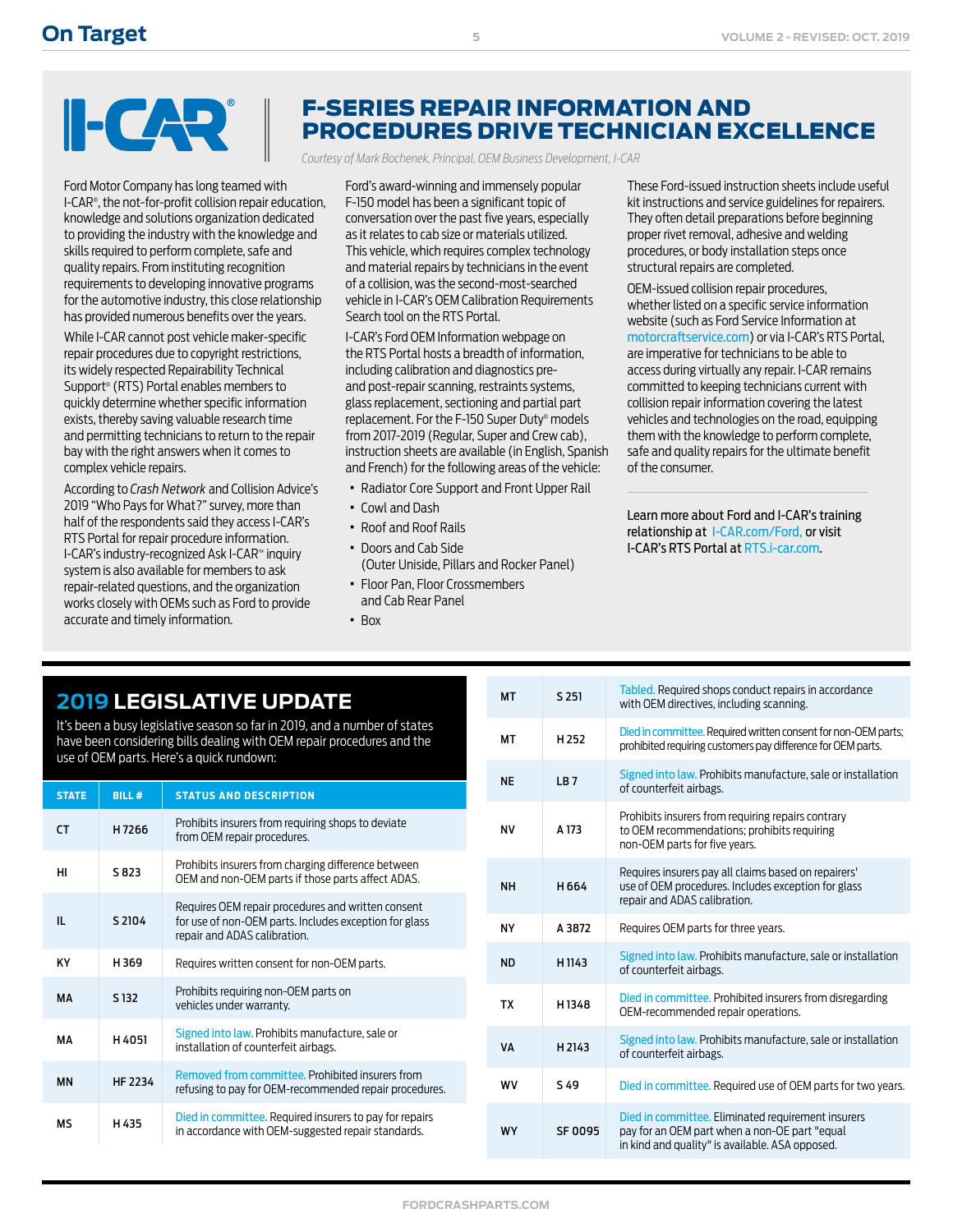I-CAR®

# F-SERIES REPAIR INFORMATION AND PROCEDURES DRIVE TECHNICIAN EXCELLENCE

*Courtesy of Mark Bochenek, Principal, OEM Business Development, I-CAR*

Ford Motor Company has long teamed with I-CAR®, the not-for-profit collision repair education, knowledge and solutions organization dedicated to providing the industry with the knowledge and skills required to perform complete, safe and quality repairs. From instituting recognition requirements to developing innovative programs for the automotive industry, this close relationship has provided numerous benefits over the years.

While I-CAR cannot post vehicle maker-specific repair procedures due to copyright restrictions, its widely respected Repairability Technical Support® (RTS) Portal enables members to quickly determine whether specific information exists, thereby saving valuable research time and permitting technicians to return to the repair bay with the right answers when it comes to complex vehicle repairs.

According to *Crash Network* and Collision Advice's 2019 "Who Pays for What?" survey, more than half of the respondents said they access I-CAR's RTS Portal for repair procedure information. I-CAR's industry-recognized Ask I-CAR™ inquiry system is also available for members to ask repair-related questions, and the organization works closely with OEMs such as Ford to provide accurate and timely information.

Ford's award-winning and immensely popular F-150 model has been a significant topic of conversation over the past five years, especially as it relates to cab size or materials utilized. This vehicle, which requires complex technology and material repairs by technicians in the event of a collision, was the second-most-searched vehicle in I-CAR's OEM Calibration Requirements Search tool on the RTS Portal.

I-CAR's Ford OEM Information webpage on the RTS Portal hosts a breadth of information, including calibration and diagnostics pre- and post-repair scanning, restraints systems, glass replacement, sectioning and partial part replacement. For the F-150 Super Duty® models from 2017-2019 (Regular, Super and Crew cab), instruction sheets are available (in English, Spanish and French) for the following areas of the vehicle:

- Radiator Core Support and Front Upper Rail
- Cowl and Dash
- Roof and Roof Rails
- Doors and Cab Side (Outer Uniside, Pillars and Rocker Panel)
- Floor Pan, Floor Crossmembers and Cab Rear Panel
- Box

These Ford-issued instruction sheets include useful kit instructions and service guidelines for repairers. They often detail preparations before beginning proper rivet removal, adhesive and welding procedures, or body installation steps once structural repairs are completed.

OEM-issued collision repair procedures, whether listed on a specific service information website (such as Ford Service Information at motorcraftservice.com) or via I-CAR's RTS Portal, are imperative for technicians to be able to access during virtually any repair. I-CAR remains committed to keeping technicians current with collision repair information covering the latest vehicles and technologies on the road, equipping them with the knowledge to perform complete, safe and quality repairs for the ultimate benefit of the consumer.

Learn more about Ford and I-CAR's training relationship at I-CAR.com/Ford, or visit I-CAR's RTS Portal at RTS.i-car.com.

## 2019 LEGISLATIVE UPDATE

It's been a busy legislative season so far in 2019, and a number of states have been considering bills dealing with OEM repair procedures and the use of OEM parts. Here's a quick rundown:

| STATE | BILL # | STATUS AND DESCRIPTION |
|---|---|---|
| CT | H 7266 | Prohibits insurers from requiring shops to deviate from OEM repair procedures. |
| HI | S 823 | Prohibits insurers from charging difference between OEM and non-OEM parts if those parts affect ADAS. |
| IL | S 2104 | Requires OEM repair procedures and written consent for use of non-OEM parts. Includes exception for glass repair and ADAS calibration. |
| KY | H 369 | Requires written consent for non-OEM parts. |
| MA | S 132 | Prohibits requiring non-OEM parts on vehicles under warranty. |
| MA | H 4051 | Signed into law. Prohibits manufacture, sale or installation of counterfeit airbags. |
| MN | HF 2234 | Removed from committee. Prohibited insurers from refusing to pay for OEM-recommended repair procedures. |
| MS | H 435 | Died in committee. Required insurers to pay for repairs in accordance with OEM-suggested repair standards. |
| MT | S 251 | Tabled. Required shops conduct repairs in accordance with OEM directives, including scanning. |
| MT | H 252 | Died in committee. Required written consent for non-OEM parts; prohibited requiring customers pay difference for OEM parts. |
| NE | LB 7 | Signed into law. Prohibits manufacture, sale or installation of counterfeit airbags. |
| NV | A 173 | Prohibits insurers from requiring repairs contrary to OEM recommendations; prohibits requiring non-OEM parts for five years. |
| NH | H 664 | Requires insurers pay all claims based on repairers' use of OEM procedures. Includes exception for glass repair and ADAS calibration. |
| NY | A 3872 | Requires OEM parts for three years. |
| ND | H 1143 | Signed into law. Prohibits manufacture, sale or installation of counterfeit airbags. |
| TX | H 1348 | Died in committee. Prohibited insurers from disregarding OEM-recommended repair operations. |
| VA | H 2143 | Signed into law. Prohibits manufacture, sale or installation of counterfeit airbags. |
| WV | S 49 | Died in committee. Required use of OEM parts for two years. |
| WY | SF 0095 | Died in committee. Eliminated requirement insurers pay for an OEM part when a non-OE part "equal in kind and quality" is available. ASA opposed. |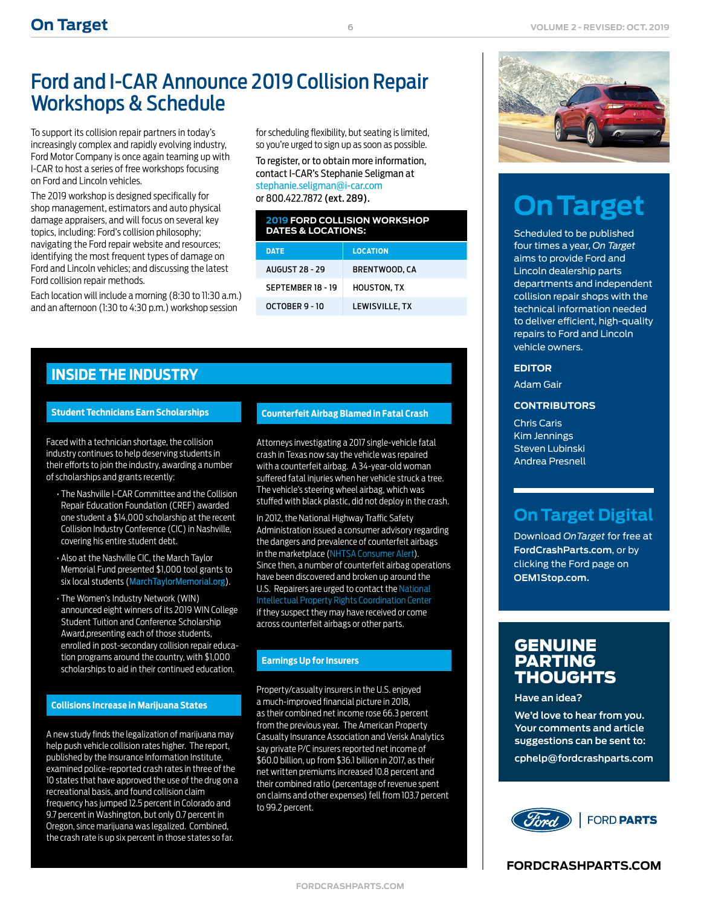# Ford and I-CAR Announce 2019 Collision Repair Workshops & Schedule

To support its collision repair partners in today's increasingly complex and rapidly evolving industry, Ford Motor Company is once again teaming up with I-CAR to host a series of free workshops focusing on Ford and Lincoln vehicles.

The 2019 workshop is designed specifically for shop management, estimators and auto physical damage appraisers, and will focus on several key topics, including: Ford's collision philosophy; navigating the Ford repair website and resources; identifying the most frequent types of damage on Ford and Lincoln vehicles; and discussing the latest Ford collision repair methods.

Each location will include a morning (8:30 to 11:30 a.m.) and an afternoon (1:30 to 4:30 p.m.) workshop session for scheduling flexibility, but seating is limited, so you're urged to sign up as soon as possible.

To register, or to obtain more information, contact I-CAR's Stephanie Seligman at stephanie.seligman@i-car.com or 800.422.7872 (ext. 289).

**2019 FORD COLLISION WORKSHOP DATES & LOCATIONS:**

| DATE | LOCATION |
|---|---|
| AUGUST 28 - 29 | BRENTWOOD, CA |
| SEPTEMBER 18 - 19 | HOUSTON, TX |
| OCTOBER 9 - 10 | LEWISVILLE, TX |

## INSIDE THE INDUSTRY

### Student Technicians Earn Scholarships

Faced with a technician shortage, the collision industry continues to help deserving students in their efforts to join the industry, awarding a number of scholarships and grants recently:

- The Nashville I-CAR Committee and the Collision Repair Education Foundation (CREF) awarded one student a $14,000 scholarship at the recent Collision Industry Conference (CIC) in Nashville, covering his entire student debt.
- Also at the Nashville CIC, the March Taylor Memorial Fund presented $1,000 tool grants to six local students (MarchTaylorMemorial.org).
- The Women's Industry Network (WIN) announced eight winners of its 2019 WIN College Student Tuition and Conference Scholarship Award,presenting each of those students, enrolled in post-secondary collision repair education programs around the country, with $1,000 scholarships to aid in their continued education.

### Collisions Increase in Marijuana States

A new study finds the legalization of marijuana may help push vehicle collision rates higher. The report, published by the Insurance Information Institute, examined police-reported crash rates in three of the 10 states that have approved the use of the drug on a recreational basis, and found collision claim frequency has jumped 12.5 percent in Colorado and 9.7 percent in Washington, but only 0.7 percent in Oregon, since marijuana was legalized. Combined, the crash rate is up six percent in those states so far.

### Counterfeit Airbag Blamed in Fatal Crash

Attorneys investigating a 2017 single-vehicle fatal crash in Texas now say the vehicle was repaired with a counterfeit airbag. A 34-year-old woman suffered fatal injuries when her vehicle struck a tree. The vehicle's steering wheel airbag, which was stuffed with black plastic, did not deploy in the crash.

In 2012, the National Highway Traffic Safety Administration issued a consumer advisory regarding the dangers and prevalence of counterfeit airbags in the marketplace (NHTSA Consumer Alert). Since then, a number of counterfeit airbag operations have been discovered and broken up around the U.S. Repairers are urged to contact the National Intellectual Property Rights Coordination Center if they suspect they may have received or come across counterfeit airbags or other parts.

### Earnings Up for Insurers

Property/casualty insurers in the U.S. enjoyed a much-improved financial picture in 2018, as their combined net income rose 66.3 percent from the previous year. The American Property Casualty Insurance Association and Verisk Analytics say private P/C insurers reported net income of $60.0 billion, up from $36.1 billion in 2017, as their net written premiums increased 10.8 percent and their combined ratio (percentage of revenue spent on claims and other expenses) fell from 103.7 percent to 99.2 percent.

## On Target

Scheduled to be published four times a year, *On Target* aims to provide Ford and Lincoln dealership parts departments and independent collision repair shops with the technical information needed to deliver efficient, high-quality repairs to Ford and Lincoln vehicle owners.

**EDITOR**

Adam Gair

**CONTRIBUTORS**

Chris Caris
Kim Jennings
Steven Lubinski
Andrea Presnell

## On Target Digital

Download *On Target* for free at **FordCrashParts.com**, or by clicking the Ford page on **OEM1Stop.com.**

## GENUINE PARTING THOUGHTS

**Have an idea?**

**We'd love to hear from you. Your comments and article suggestions can be sent to:**

**cphelp@fordcrashparts.com**

FORD PARTS

**FORDCRASHPARTS.COM**